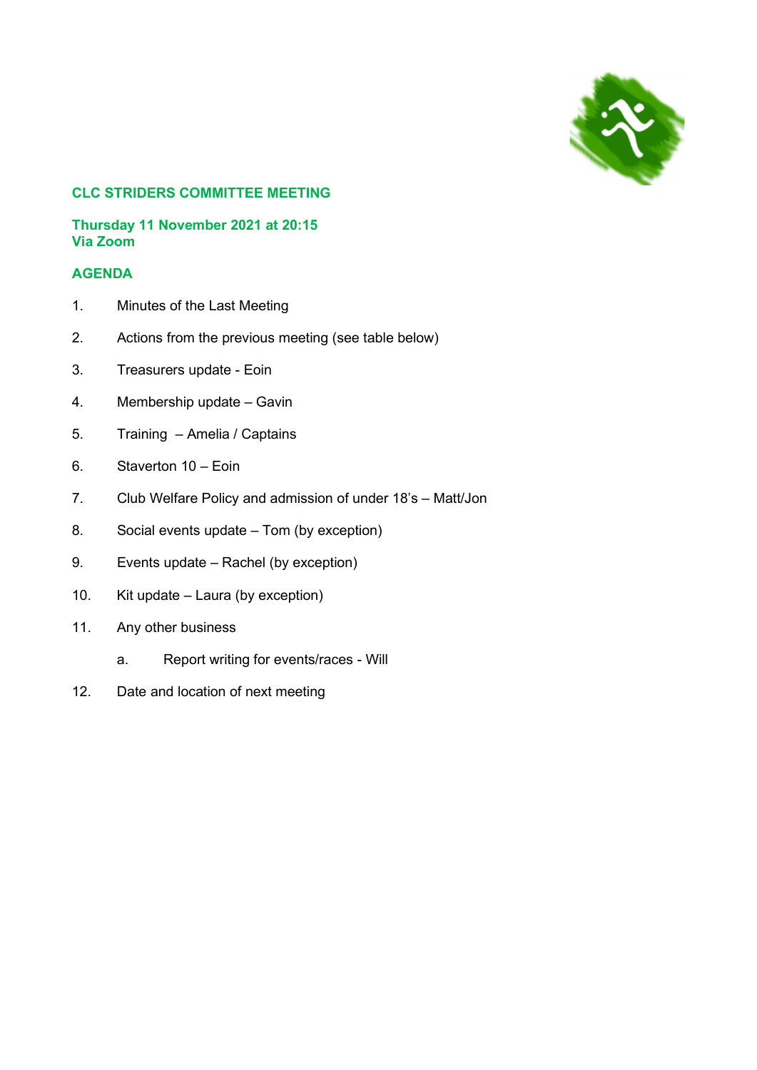## CLC STRIDERS COMMITTEE MEETING

**Thursday 11 November 2021 at 20:15**
**Via Zoom**

## AGENDA

1. Minutes of the Last Meeting
2. Actions from the previous meeting (see table below)
3. Treasurers update - Eoin
4. Membership update – Gavin
5. Training – Amelia / Captains
6. Staverton 10 – Eoin
7. Club Welfare Policy and admission of under 18's – Matt/Jon
8. Social events update – Tom (by exception)
9. Events update – Rachel (by exception)
10. Kit update – Laura (by exception)
11. Any other business
    a. Report writing for events/races - Will
12. Date and location of next meeting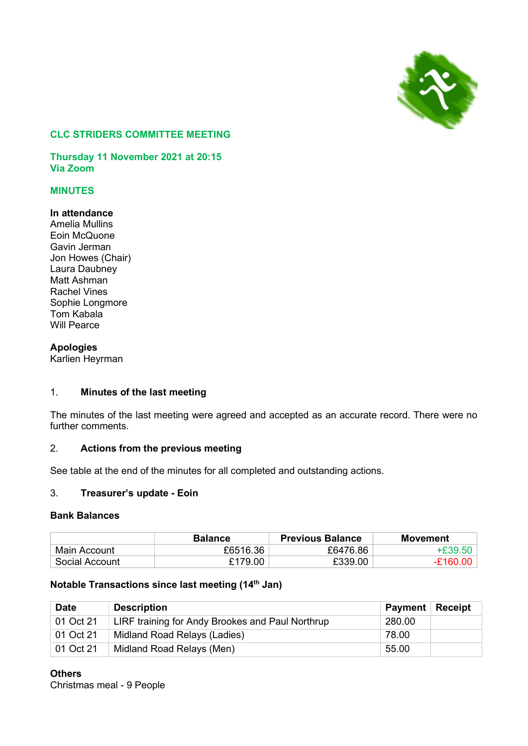## CLC STRIDERS COMMITTEE MEETING

**Thursday 11 November 2021 at 20:15**
**Via Zoom**

## MINUTES

**In attendance**
Amelia Mullins
Eoin McQuone
Gavin Jerman
Jon Howes (Chair)
Laura Daubney
Matt Ashman
Rachel Vines
Sophie Longmore
Tom Kabala
Will Pearce

**Apologies**
Karlien Heyrman

### 1. Minutes of the last meeting

The minutes of the last meeting were agreed and accepted as an accurate record. There were no further comments.

### 2. Actions from the previous meeting

See table at the end of the minutes for all completed and outstanding actions.

### 3. Treasurer's update - Eoin

**Bank Balances**

| | Balance | Previous Balance | Movement |
|---|---|---|---|
| Main Account | £6516.36 | £6476.86 | +£39.50 |
| Social Account | £179.00 | £339.00 | -£160.00 |

**Notable Transactions since last meeting (14th Jan)**

| Date | Description | Payment | Receipt |
|---|---|---|---|
| 01 Oct 21 | LIRF training for Andy Brookes and Paul Northrup | 280.00 | |
| 01 Oct 21 | Midland Road Relays (Ladies) | 78.00 | |
| 01 Oct 21 | Midland Road Relays (Men) | 55.00 | |

**Others**
Christmas meal - 9 People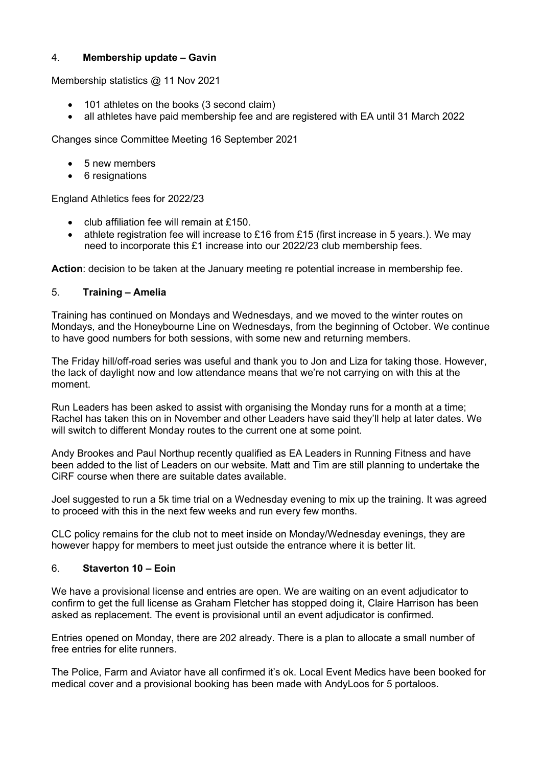## 4. **Membership update – Gavin**

Membership statistics @ 11 Nov 2021

- 101 athletes on the books (3 second claim)
- all athletes have paid membership fee and are registered with EA until 31 March 2022

Changes since Committee Meeting 16 September 2021

- 5 new members
- 6 resignations

England Athletics fees for 2022/23

- club affiliation fee will remain at £150.
- athlete registration fee will increase to £16 from £15 (first increase in 5 years.). We may need to incorporate this £1 increase into our 2022/23 club membership fees.

**Action**: decision to be taken at the January meeting re potential increase in membership fee.

## 5. **Training – Amelia**

Training has continued on Mondays and Wednesdays, and we moved to the winter routes on Mondays, and the Honeybourne Line on Wednesdays, from the beginning of October. We continue to have good numbers for both sessions, with some new and returning members.

The Friday hill/off-road series was useful and thank you to Jon and Liza for taking those. However, the lack of daylight now and low attendance means that we're not carrying on with this at the moment.

Run Leaders has been asked to assist with organising the Monday runs for a month at a time; Rachel has taken this on in November and other Leaders have said they'll help at later dates. We will switch to different Monday routes to the current one at some point.

Andy Brookes and Paul Northup recently qualified as EA Leaders in Running Fitness and have been added to the list of Leaders on our website. Matt and Tim are still planning to undertake the CiRF course when there are suitable dates available.

Joel suggested to run a 5k time trial on a Wednesday evening to mix up the training. It was agreed to proceed with this in the next few weeks and run every few months.

CLC policy remains for the club not to meet inside on Monday/Wednesday evenings, they are however happy for members to meet just outside the entrance where it is better lit.

## 6. **Staverton 10 – Eoin**

We have a provisional license and entries are open. We are waiting on an event adjudicator to confirm to get the full license as Graham Fletcher has stopped doing it, Claire Harrison has been asked as replacement. The event is provisional until an event adjudicator is confirmed.

Entries opened on Monday, there are 202 already. There is a plan to allocate a small number of free entries for elite runners.

The Police, Farm and Aviator have all confirmed it's ok. Local Event Medics have been booked for medical cover and a provisional booking has been made with AndyLoos for 5 portaloos.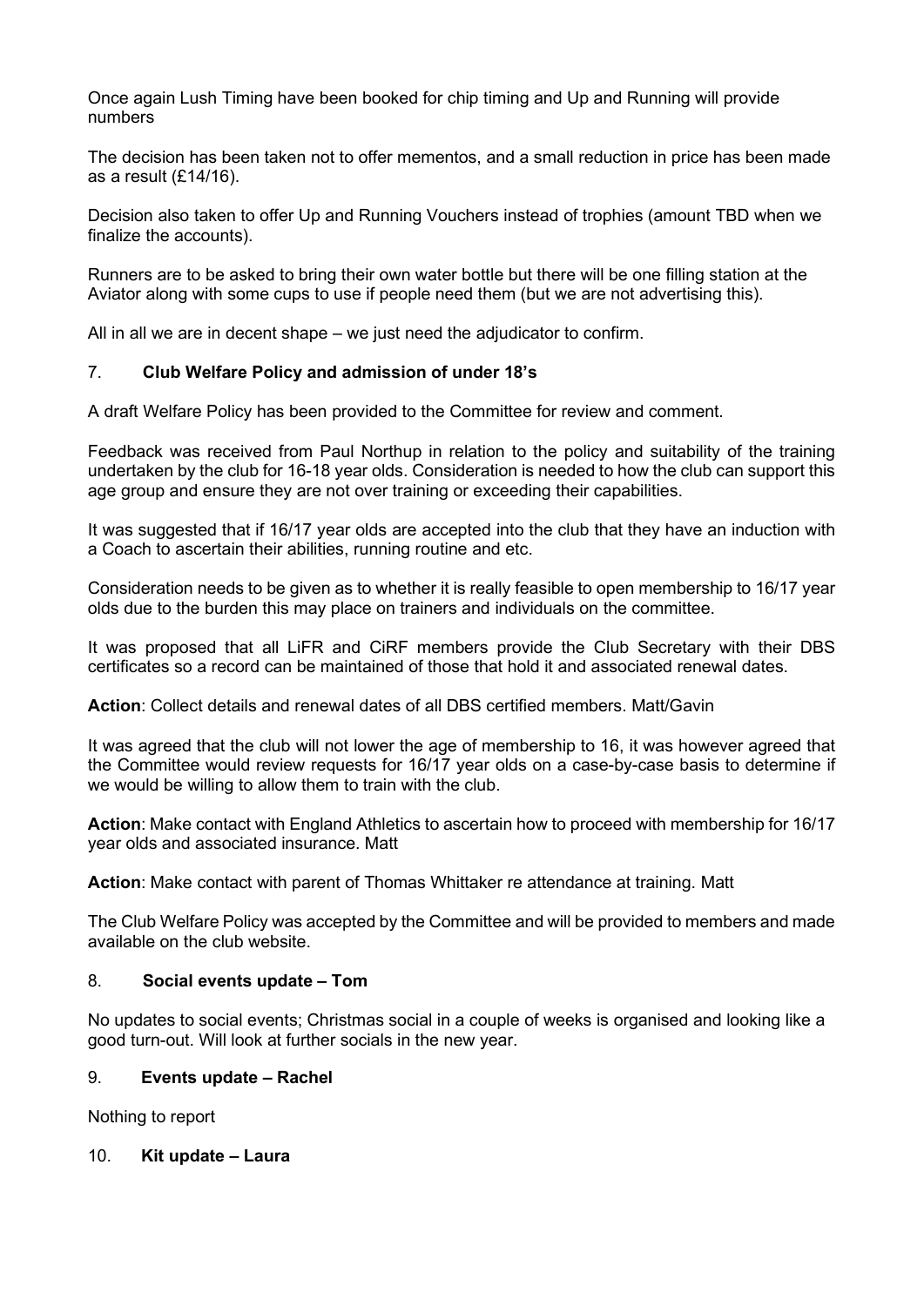Once again Lush Timing have been booked for chip timing and Up and Running will provide numbers

The decision has been taken not to offer mementos, and a small reduction in price has been made as a result (£14/16).

Decision also taken to offer Up and Running Vouchers instead of trophies (amount TBD when we finalize the accounts).

Runners are to be asked to bring their own water bottle but there will be one filling station at the Aviator along with some cups to use if people need them (but we are not advertising this).

All in all we are in decent shape – we just need the adjudicator to confirm.

## 7. **Club Welfare Policy and admission of under 18's**

A draft Welfare Policy has been provided to the Committee for review and comment.

Feedback was received from Paul Northup in relation to the policy and suitability of the training undertaken by the club for 16-18 year olds. Consideration is needed to how the club can support this age group and ensure they are not over training or exceeding their capabilities.

It was suggested that if 16/17 year olds are accepted into the club that they have an induction with a Coach to ascertain their abilities, running routine and etc.

Consideration needs to be given as to whether it is really feasible to open membership to 16/17 year olds due to the burden this may place on trainers and individuals on the committee.

It was proposed that all LiFR and CiRF members provide the Club Secretary with their DBS certificates so a record can be maintained of those that hold it and associated renewal dates.

**Action**: Collect details and renewal dates of all DBS certified members. Matt/Gavin

It was agreed that the club will not lower the age of membership to 16, it was however agreed that the Committee would review requests for 16/17 year olds on a case-by-case basis to determine if we would be willing to allow them to train with the club.

**Action**: Make contact with England Athletics to ascertain how to proceed with membership for 16/17 year olds and associated insurance. Matt

**Action**: Make contact with parent of Thomas Whittaker re attendance at training. Matt

The Club Welfare Policy was accepted by the Committee and will be provided to members and made available on the club website.

## 8. **Social events update – Tom**

No updates to social events; Christmas social in a couple of weeks is organised and looking like a good turn-out. Will look at further socials in the new year.

## 9. **Events update – Rachel**

Nothing to report

## 10. **Kit update – Laura**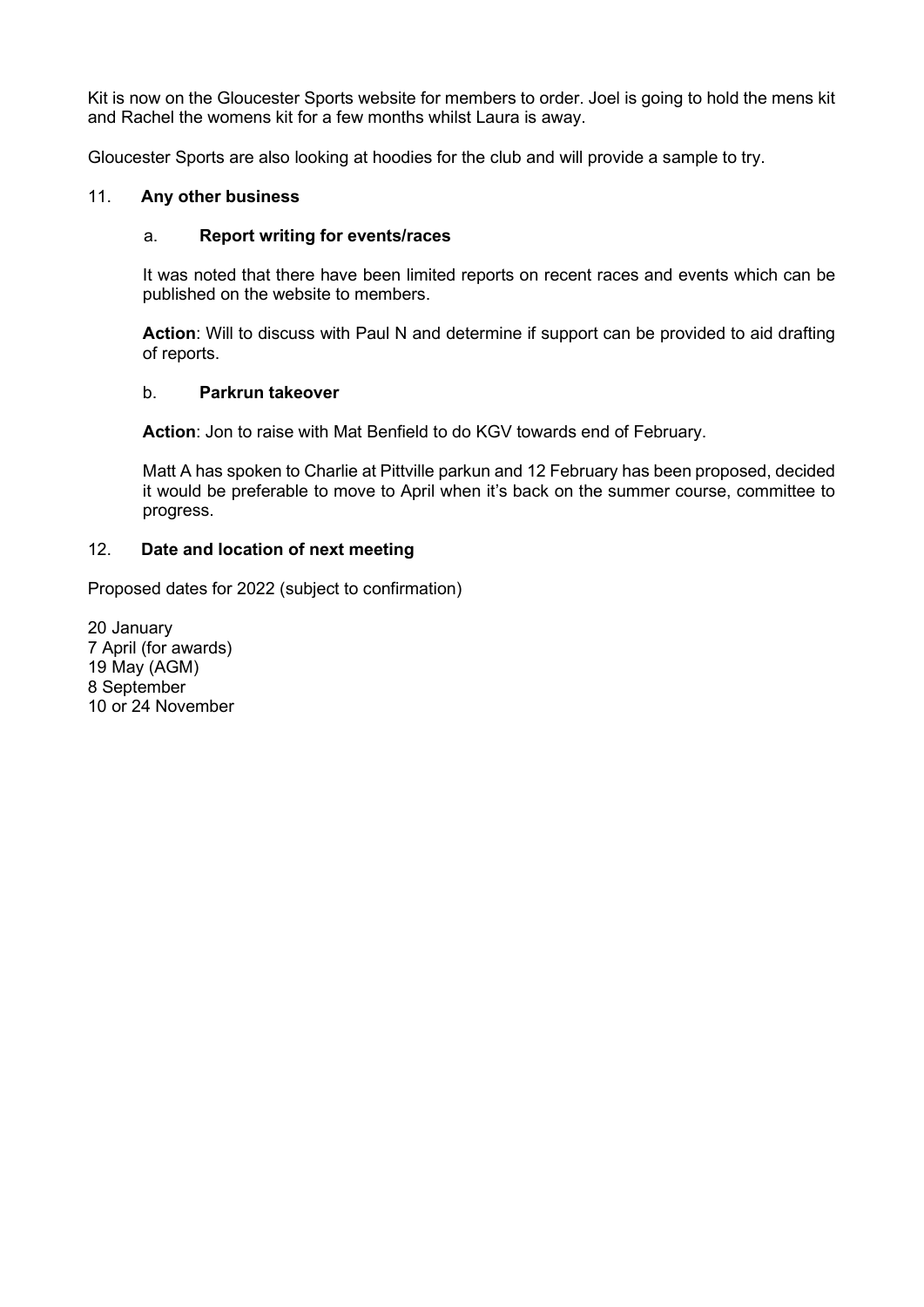Kit is now on the Gloucester Sports website for members to order. Joel is going to hold the mens kit and Rachel the womens kit for a few months whilst Laura is away.

Gloucester Sports are also looking at hoodies for the club and will provide a sample to try.

## 11. Any other business

### a. Report writing for events/races

It was noted that there have been limited reports on recent races and events which can be published on the website to members.

**Action**: Will to discuss with Paul N and determine if support can be provided to aid drafting of reports.

### b. Parkrun takeover

**Action**: Jon to raise with Mat Benfield to do KGV towards end of February.

Matt A has spoken to Charlie at Pittville parkun and 12 February has been proposed, decided it would be preferable to move to April when it's back on the summer course, committee to progress.

## 12. Date and location of next meeting

Proposed dates for 2022 (subject to confirmation)

20 January
7 April (for awards)
19 May (AGM)
8 September
10 or 24 November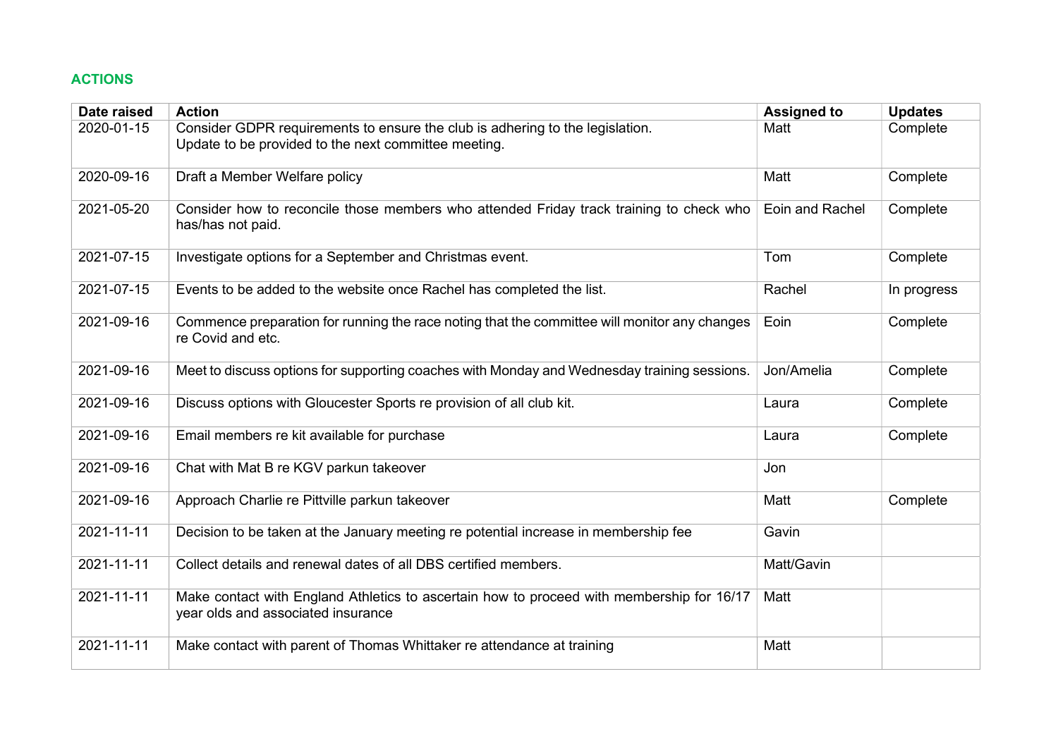## ACTIONS

| Date raised | Action | Assigned to | Updates |
|---|---|---|---|
| 2020-01-15 | Consider GDPR requirements to ensure the club is adhering to the legislation. Update to be provided to the next committee meeting. | Matt | Complete |
| 2020-09-16 | Draft a Member Welfare policy | Matt | Complete |
| 2021-05-20 | Consider how to reconcile those members who attended Friday track training to check who has/has not paid. | Eoin and Rachel | Complete |
| 2021-07-15 | Investigate options for a September and Christmas event. | Tom | Complete |
| 2021-07-15 | Events to be added to the website once Rachel has completed the list. | Rachel | In progress |
| 2021-09-16 | Commence preparation for running the race noting that the committee will monitor any changes re Covid and etc. | Eoin | Complete |
| 2021-09-16 | Meet to discuss options for supporting coaches with Monday and Wednesday training sessions. | Jon/Amelia | Complete |
| 2021-09-16 | Discuss options with Gloucester Sports re provision of all club kit. | Laura | Complete |
| 2021-09-16 | Email members re kit available for purchase | Laura | Complete |
| 2021-09-16 | Chat with Mat B re KGV parkun takeover | Jon | |
| 2021-09-16 | Approach Charlie re Pittville parkun takeover | Matt | Complete |
| 2021-11-11 | Decision to be taken at the January meeting re potential increase in membership fee | Gavin | |
| 2021-11-11 | Collect details and renewal dates of all DBS certified members. | Matt/Gavin | |
| 2021-11-11 | Make contact with England Athletics to ascertain how to proceed with membership for 16/17 year olds and associated insurance | Matt | |
| 2021-11-11 | Make contact with parent of Thomas Whittaker re attendance at training | Matt | |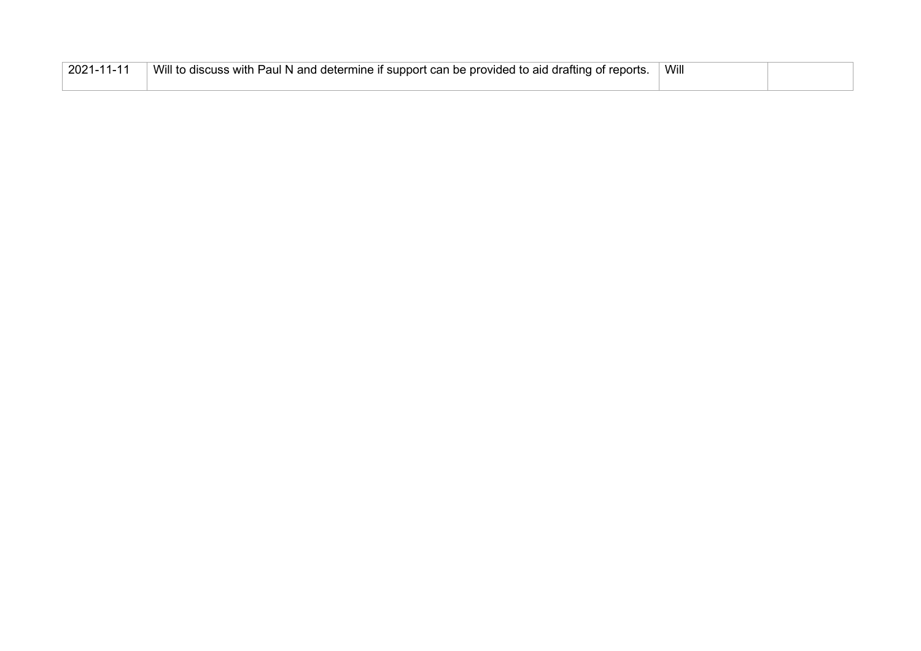| | | | |
|---|---|---|---|
| 2021-11-11 | Will to discuss with Paul N and determine if support can be provided to aid drafting of reports. | Will | |